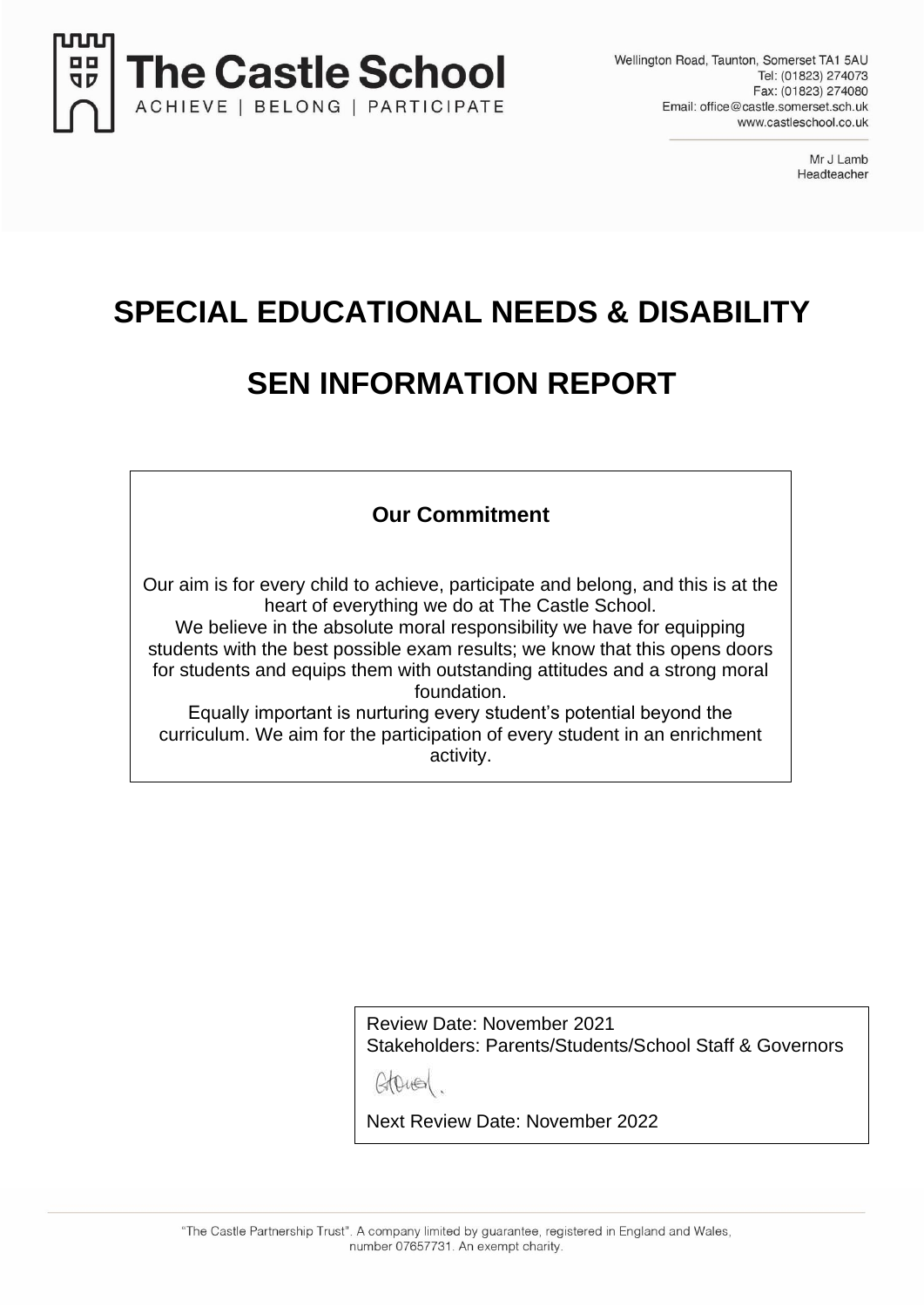**The Castle School**

ACHIEVE | BELONG | PARTICIPATE

Wellington Road, Taunton, Somerset TA1 5AU
Tel: (01823) 274073
Fax: (01823) 274080
Email: office@castle.somerset.sch.uk
www.castleschool.co.uk

Mr J Lamb
Headteacher

# SPECIAL EDUCATIONAL NEEDS & DISABILITY

# SEN INFORMATION REPORT

## Our Commitment

Our aim is for every child to achieve, participate and belong, and this is at the heart of everything we do at The Castle School.
We believe in the absolute moral responsibility we have for equipping students with the best possible exam results; we know that this opens doors for students and equips them with outstanding attitudes and a strong moral foundation.
Equally important is nurturing every student's potential beyond the curriculum. We aim for the participation of every student in an enrichment activity.

Review Date: November 2021
Stakeholders: Parents/Students/School Staff & Governors

Next Review Date: November 2022

"The Castle Partnership Trust". A company limited by guarantee, registered in England and Wales, number 07657731. An exempt charity.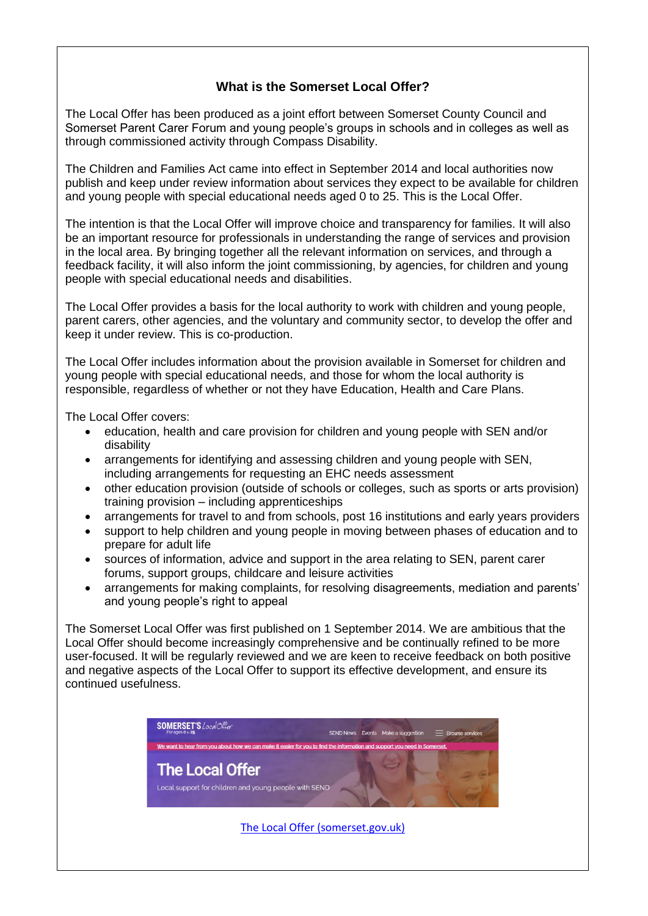## What is the Somerset Local Offer?

The Local Offer has been produced as a joint effort between Somerset County Council and Somerset Parent Carer Forum and young people's groups in schools and in colleges as well as through commissioned activity through Compass Disability.

The Children and Families Act came into effect in September 2014 and local authorities now publish and keep under review information about services they expect to be available for children and young people with special educational needs aged 0 to 25. This is the Local Offer.

The intention is that the Local Offer will improve choice and transparency for families. It will also be an important resource for professionals in understanding the range of services and provision in the local area. By bringing together all the relevant information on services, and through a feedback facility, it will also inform the joint commissioning, by agencies, for children and young people with special educational needs and disabilities.

The Local Offer provides a basis for the local authority to work with children and young people, parent carers, other agencies, and the voluntary and community sector, to develop the offer and keep it under review. This is co-production.

The Local Offer includes information about the provision available in Somerset for children and young people with special educational needs, and those for whom the local authority is responsible, regardless of whether or not they have Education, Health and Care Plans.

The Local Offer covers:

- education, health and care provision for children and young people with SEN and/or disability
- arrangements for identifying and assessing children and young people with SEN, including arrangements for requesting an EHC needs assessment
- other education provision (outside of schools or colleges, such as sports or arts provision) training provision – including apprenticeships
- arrangements for travel to and from schools, post 16 institutions and early years providers
- support to help children and young people in moving between phases of education and to prepare for adult life
- sources of information, advice and support in the area relating to SEN, parent carer forums, support groups, childcare and leisure activities
- arrangements for making complaints, for resolving disagreements, mediation and parents' and young people's right to appeal

The Somerset Local Offer was first published on 1 September 2014. We are ambitious that the Local Offer should become increasingly comprehensive and be continually refined to be more user-focused. It will be regularly reviewed and we are keen to receive feedback on both positive and negative aspects of the Local Offer to support its effective development, and ensure its continued usefulness.

SOMERSET'S Local Offer
For ages 0 to 25

SEND News Events Make a suggestion Browse services

We want to hear from you about how we can make it easier for you to find the information and support you need in Somerset.

The Local Offer

Local support for children and young people with SEND

[The Local Offer (somerset.gov.uk)](https://www.somerset.gov.uk)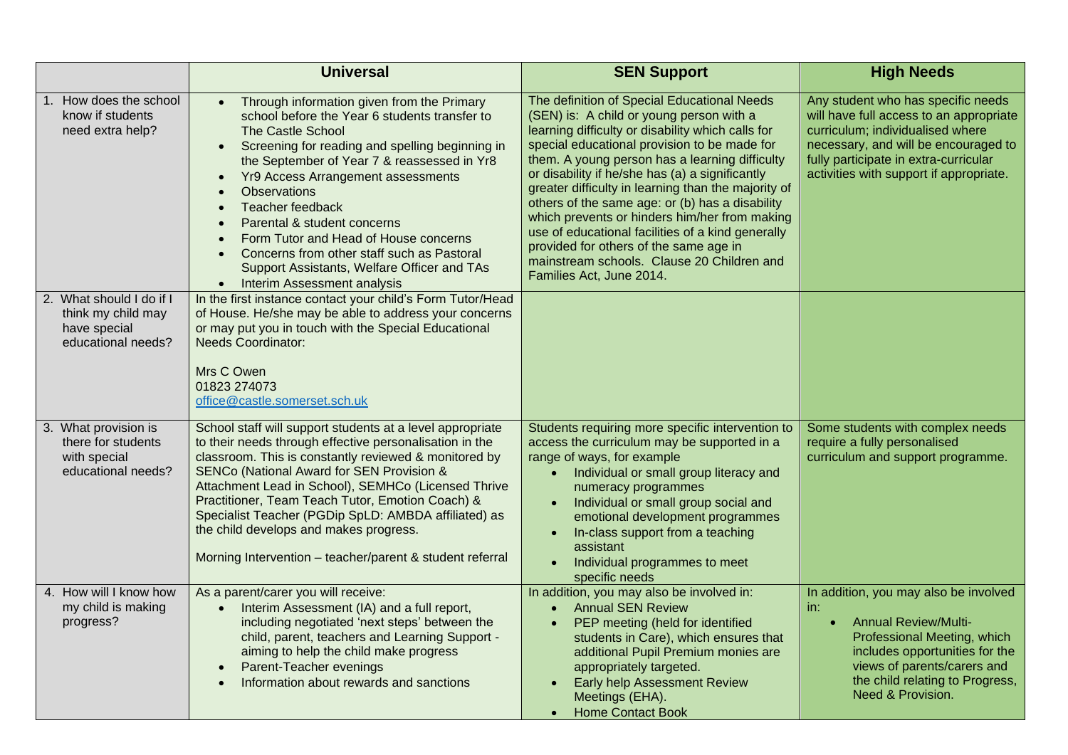| | Universal | SEN Support | High Needs |
|---|---|---|---|
| 1. How does the school know if students need extra help? | • Through information given from the Primary school before the Year 6 students transfer to The Castle School<br>• Screening for reading and spelling beginning in the September of Year 7 & reassessed in Yr8<br>• Yr9 Access Arrangement assessments<br>• Observations<br>• Teacher feedback<br>• Parental & student concerns<br>• Form Tutor and Head of House concerns<br>• Concerns from other staff such as Pastoral Support Assistants, Welfare Officer and TAs<br>• Interim Assessment analysis | The definition of Special Educational Needs (SEN) is: A child or young person with a learning difficulty or disability which calls for special educational provision to be made for them. A young person has a learning difficulty or disability if he/she has (a) a significantly greater difficulty in learning than the majority of others of the same age: or (b) has a disability which prevents or hinders him/her from making use of educational facilities of a kind generally provided for others of the same age in mainstream schools. Clause 20 Children and Families Act, June 2014. | Any student who has specific needs will have full access to an appropriate curriculum; individualised where necessary, and will be encouraged to fully participate in extra-curricular activities with support if appropriate. |
| 2. What should I do if I think my child may have special educational needs? | In the first instance contact your child's Form Tutor/Head of House. He/she may be able to address your concerns or may put you in touch with the Special Educational Needs Coordinator:<br><br>Mrs C Owen<br>01823 274073<br>office@castle.somerset.sch.uk | | |
| 3. What provision is there for students with special educational needs? | School staff will support students at a level appropriate to their needs through effective personalisation in the classroom. This is constantly reviewed & monitored by SENCo (National Award for SEN Provision & Attachment Lead in School), SEMHCo (Licensed Thrive Practitioner, Team Teach Tutor, Emotion Coach) & Specialist Teacher (PGDip SpLD: AMBDA affiliated) as the child develops and makes progress.<br><br>Morning Intervention – teacher/parent & student referral | Students requiring more specific intervention to access the curriculum may be supported in a range of ways, for example<br>• Individual or small group literacy and numeracy programmes<br>• Individual or small group social and emotional development programmes<br>• In-class support from a teaching assistant<br>• Individual programmes to meet specific needs | Some students with complex needs require a fully personalised curriculum and support programme. |
| 4. How will I know how my child is making progress? | As a parent/carer you will receive:<br>• Interim Assessment (IA) and a full report, including negotiated 'next steps' between the child, parent, teachers and Learning Support - aiming to help the child make progress<br>• Parent-Teacher evenings<br>• Information about rewards and sanctions | In addition, you may also be involved in:<br>• Annual SEN Review<br>• PEP meeting (held for identified students in Care), which ensures that additional Pupil Premium monies are appropriately targeted.<br>• Early help Assessment Review Meetings (EHA).<br>• Home Contact Book | In addition, you may also be involved in:<br>• Annual Review/Multi-Professional Meeting, which includes opportunities for the views of parents/carers and the child relating to Progress, Need & Provision. |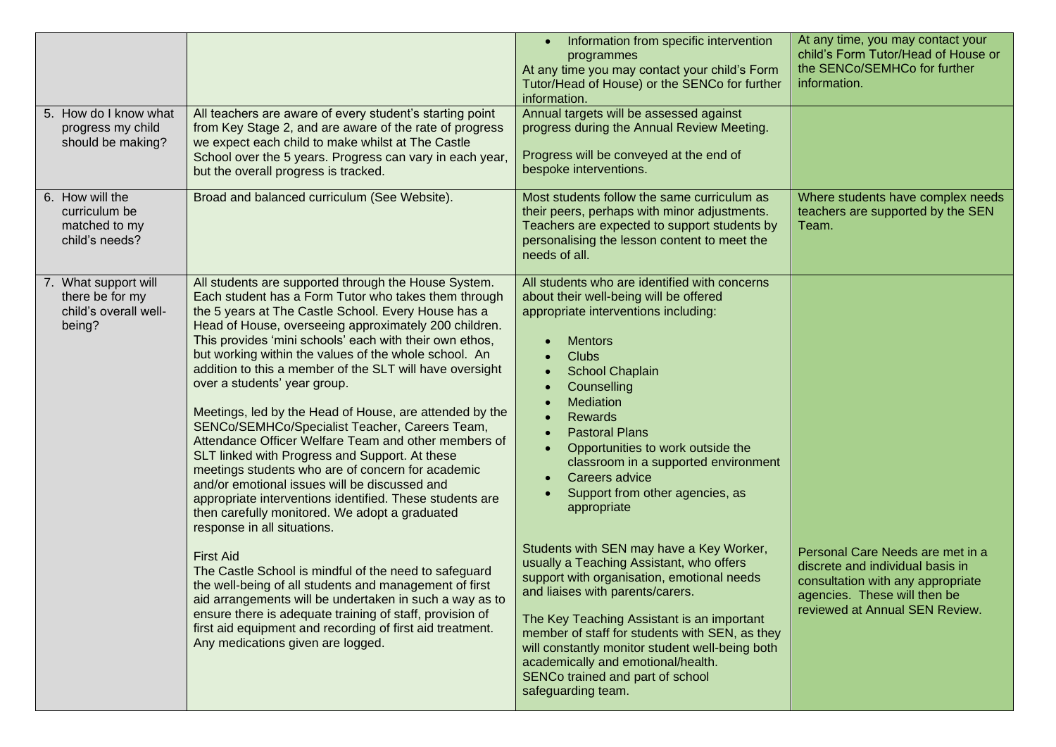| | | | |
|---|---|---|---|
| | | • Information from specific intervention programmes<br>At any time you may contact your child's Form Tutor/Head of House) or the SENCo for further information. | At any time, you may contact your child's Form Tutor/Head of House or the SENCo/SEMHCo for further information. |
| 5. How do I know what progress my child should be making? | All teachers are aware of every student's starting point from Key Stage 2, and are aware of the rate of progress we expect each child to make whilst at The Castle School over the 5 years. Progress can vary in each year, but the overall progress is tracked. | Annual targets will be assessed against progress during the Annual Review Meeting.<br><br>Progress will be conveyed at the end of bespoke interventions. | |
| 6. How will the curriculum be matched to my child's needs? | Broad and balanced curriculum (See Website). | Most students follow the same curriculum as their peers, perhaps with minor adjustments. Teachers are expected to support students by personalising the lesson content to meet the needs of all. | Where students have complex needs teachers are supported by the SEN Team. |
| 7. What support will there be for my child's overall well-being? | All students are supported through the House System. Each student has a Form Tutor who takes them through the 5 years at The Castle School. Every House has a Head of House, overseeing approximately 200 children. This provides 'mini schools' each with their own ethos, but working within the values of the whole school. An addition to this a member of the SLT will have oversight over a students' year group.<br><br>Meetings, led by the Head of House, are attended by the SENCo/SEMHCo/Specialist Teacher, Careers Team, Attendance Officer Welfare Team and other members of SLT linked with Progress and Support. At these meetings students who are of concern for academic and/or emotional issues will be discussed and appropriate interventions identified. These students are then carefully monitored. We adopt a graduated response in all situations.<br><br>First Aid<br>The Castle School is mindful of the need to safeguard the well-being of all students and management of first aid arrangements will be undertaken in such a way as to ensure there is adequate training of staff, provision of first aid equipment and recording of first aid treatment. Any medications given are logged. | All students who are identified with concerns about their well-being will be offered appropriate interventions including:<br><br>• Mentors<br>• Clubs<br>• School Chaplain<br>• Counselling<br>• Mediation<br>• Rewards<br>• Pastoral Plans<br>• Opportunities to work outside the classroom in a supported environment<br>• Careers advice<br>• Support from other agencies, as appropriate<br><br>Students with SEN may have a Key Worker, usually a Teaching Assistant, who offers support with organisation, emotional needs and liaises with parents/carers.<br><br>The Key Teaching Assistant is an important member of staff for students with SEN, as they will constantly monitor student well-being both academically and emotional/health.<br>SENCo trained and part of school safeguarding team. | Personal Care Needs are met in a discrete and individual basis in consultation with any appropriate agencies. These will then be reviewed at Annual SEN Review. |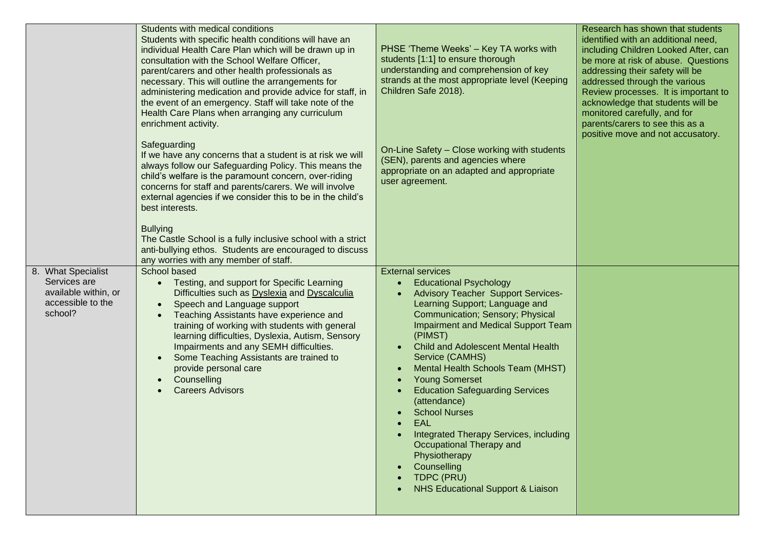| | | | |
|---|---|---|---|
| | Students with medical conditions<br>Students with specific health conditions will have an individual Health Care Plan which will be drawn up in consultation with the School Welfare Officer, parent/carers and other health professionals as necessary. This will outline the arrangements for administering medication and provide advice for staff, in the event of an emergency. Staff will take note of the Health Care Plans when arranging any curriculum enrichment activity.<br><br>Safeguarding<br>If we have any concerns that a student is at risk we will always follow our Safeguarding Policy. This means the child's welfare is the paramount concern, over-riding concerns for staff and parents/carers. We will involve external agencies if we consider this to be in the child's best interests.<br><br>Bullying<br>The Castle School is a fully inclusive school with a strict anti-bullying ethos. Students are encouraged to discuss any worries with any member of staff. | PHSE 'Theme Weeks' – Key TA works with students [1:1] to ensure thorough understanding and comprehension of key strands at the most appropriate level (Keeping Children Safe 2018).<br><br>On-Line Safety – Close working with students (SEN), parents and agencies where appropriate on an adapted and appropriate user agreement. | Research has shown that students identified with an additional need, including Children Looked After, can be more at risk of abuse. Questions addressing their safety will be addressed through the various Review processes. It is important to acknowledge that students will be monitored carefully, and for parents/carers to see this as a positive move and not accusatory. |
| 8. What Specialist Services are available within, or accessible to the school? | School based<br>• Testing, and support for Specific Learning Difficulties such as Dyslexia and Dyscalculia<br>• Speech and Language support<br>• Teaching Assistants have experience and training of working with students with general learning difficulties, Dyslexia, Autism, Sensory Impairments and any SEMH difficulties.<br>• Some Teaching Assistants are trained to provide personal care<br>• Counselling<br>• Careers Advisors | External services<br>• Educational Psychology<br>• Advisory Teacher Support Services- Learning Support; Language and Communication; Sensory; Physical Impairment and Medical Support Team (PIMST)<br>• Child and Adolescent Mental Health Service (CAMHS)<br>• Mental Health Schools Team (MHST)<br>• Young Somerset<br>• Education Safeguarding Services (attendance)<br>• School Nurses<br>• EAL<br>• Integrated Therapy Services, including Occupational Therapy and Physiotherapy<br>• Counselling<br>• TDPC (PRU)<br>• NHS Educational Support & Liaison | |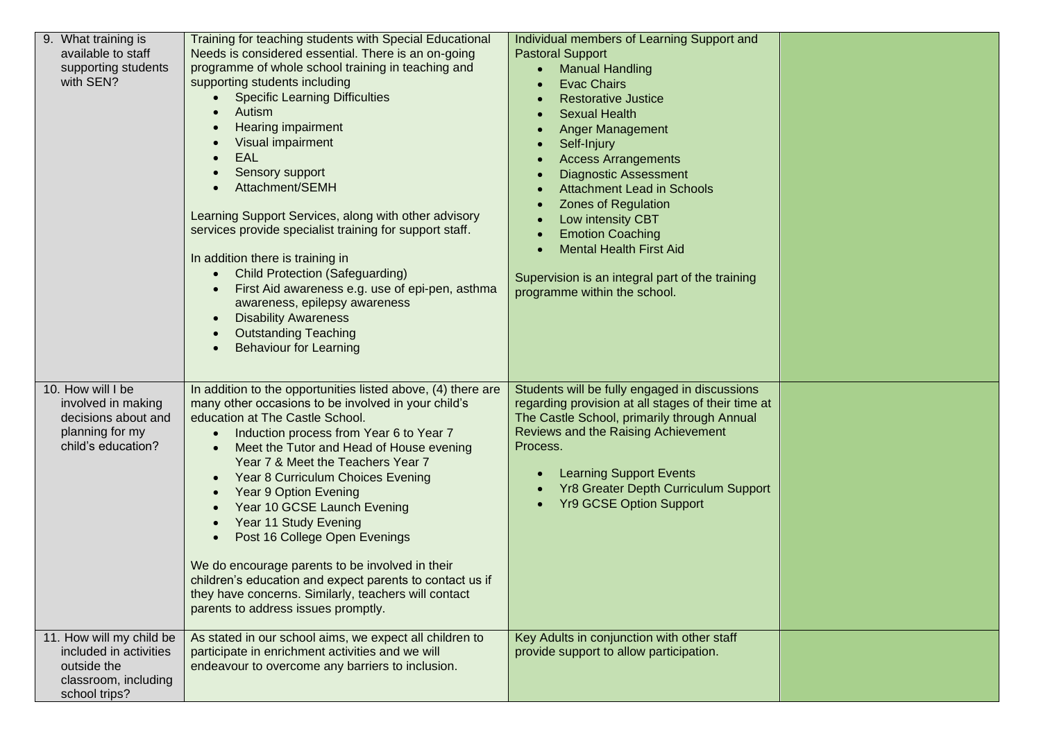| | | | |
|---|---|---|---|
| 9. What training is available to staff supporting students with SEN? | Training for teaching students with Special Educational Needs is considered essential. There is an on-going programme of whole school training in teaching and supporting students including<br>• Specific Learning Difficulties<br>• Autism<br>• Hearing impairment<br>• Visual impairment<br>• EAL<br>• Sensory support<br>• Attachment/SEMH<br><br>Learning Support Services, along with other advisory services provide specialist training for support staff.<br><br>In addition there is training in<br>• Child Protection (Safeguarding)<br>• First Aid awareness e.g. use of epi-pen, asthma awareness, epilepsy awareness<br>• Disability Awareness<br>• Outstanding Teaching<br>• Behaviour for Learning | Individual members of Learning Support and Pastoral Support<br>• Manual Handling<br>• Evac Chairs<br>• Restorative Justice<br>• Sexual Health<br>• Anger Management<br>• Self-Injury<br>• Access Arrangements<br>• Diagnostic Assessment<br>• Attachment Lead in Schools<br>• Zones of Regulation<br>• Low intensity CBT<br>• Emotion Coaching<br>• Mental Health First Aid<br><br>Supervision is an integral part of the training programme within the school. | |
| 10. How will I be involved in making decisions about and planning for my child's education? | In addition to the opportunities listed above, (4) there are many other occasions to be involved in your child's education at The Castle School.<br>• Induction process from Year 6 to Year 7<br>• Meet the Tutor and Head of House evening Year 7 & Meet the Teachers Year 7<br>• Year 8 Curriculum Choices Evening<br>• Year 9 Option Evening<br>• Year 10 GCSE Launch Evening<br>• Year 11 Study Evening<br>• Post 16 College Open Evenings<br><br>We do encourage parents to be involved in their children's education and expect parents to contact us if they have concerns. Similarly, teachers will contact parents to address issues promptly. | Students will be fully engaged in discussions regarding provision at all stages of their time at The Castle School, primarily through Annual Reviews and the Raising Achievement Process.<br><br>• Learning Support Events<br>• Yr8 Greater Depth Curriculum Support<br>• Yr9 GCSE Option Support | |
| 11. How will my child be included in activities outside the classroom, including school trips? | As stated in our school aims, we expect all children to participate in enrichment activities and we will endeavour to overcome any barriers to inclusion. | Key Adults in conjunction with other staff provide support to allow participation. | |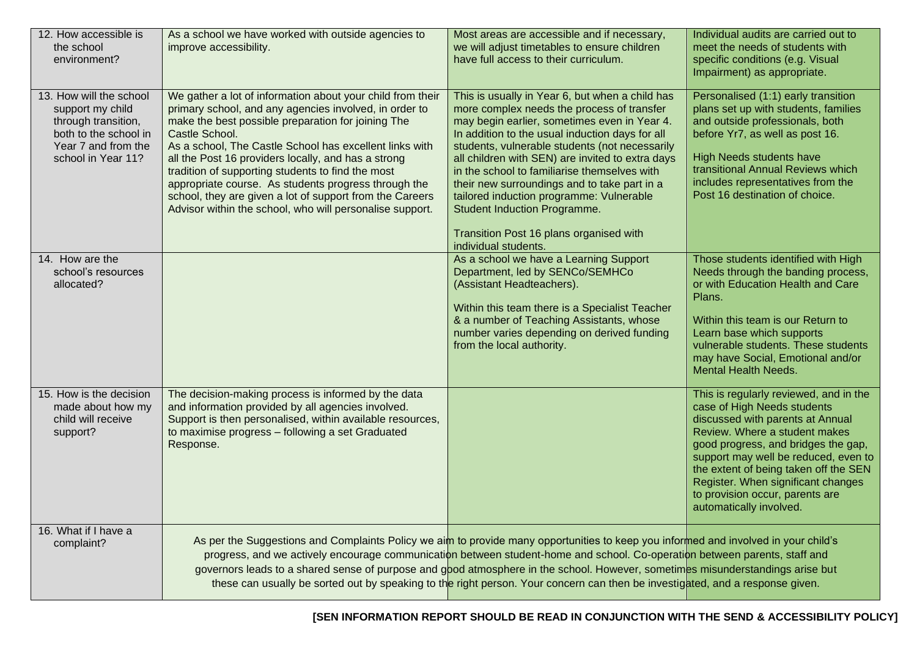| | | | |
|---|---|---|---|
| 12. How accessible is the school environment? | As a school we have worked with outside agencies to improve accessibility. | Most areas are accessible and if necessary, we will adjust timetables to ensure children have full access to their curriculum. | Individual audits are carried out to meet the needs of students with specific conditions (e.g. Visual Impairment) as appropriate. |
| 13. How will the school support my child through transition, both to the school in Year 7 and from the school in Year 11? | We gather a lot of information about your child from their primary school, and any agencies involved, in order to make the best possible preparation for joining The Castle School.<br>As a school, The Castle School has excellent links with all the Post 16 providers locally, and has a strong tradition of supporting students to find the most appropriate course. As students progress through the school, they are given a lot of support from the Careers Advisor within the school, who will personalise support. | This is usually in Year 6, but when a child has more complex needs the process of transfer may begin earlier, sometimes even in Year 4. In addition to the usual induction days for all students, vulnerable students (not necessarily all children with SEN) are invited to extra days in the school to familiarise themselves with their new surroundings and to take part in a tailored induction programme: Vulnerable Student Induction Programme.<br><br>Transition Post 16 plans organised with individual students. | Personalised (1:1) early transition plans set up with students, families and outside professionals, both before Yr7, as well as post 16.<br><br>High Needs students have transitional Annual Reviews which includes representatives from the Post 16 destination of choice. |
| 14. How are the school's resources allocated? | | As a school we have a Learning Support Department, led by SENCo/SEMHCo (Assistant Headteachers).<br><br>Within this team there is a Specialist Teacher & a number of Teaching Assistants, whose number varies depending on derived funding from the local authority. | Those students identified with High Needs through the banding process, or with Education Health and Care Plans.<br><br>Within this team is our Return to Learn base which supports vulnerable students. These students may have Social, Emotional and/or Mental Health Needs. |
| 15. How is the decision made about how my child will receive support? | The decision-making process is informed by the data and information provided by all agencies involved. Support is then personalised, within available resources, to maximise progress – following a set Graduated Response. | | This is regularly reviewed, and in the case of High Needs students discussed with parents at Annual Review. Where a student makes good progress, and bridges the gap, support may well be reduced, even to the extent of being taken off the SEN Register. When significant changes to provision occur, parents are automatically involved. |
| 16. What if I have a complaint? | As per the Suggestions and Complaints Policy we aim to provide many opportunities to keep you informed and involved in your child's progress, and we actively encourage communication between student-home and school. Co-operation between parents, staff and governors leads to a shared sense of purpose and good atmosphere in the school. However, sometimes misunderstandings arise but these can usually be sorted out by speaking to the right person. Your concern can then be investigated, and a response given. | | |

**[SEN INFORMATION REPORT SHOULD BE READ IN CONJUNCTION WITH THE SEND & ACCESSIBILITY POLICY]**